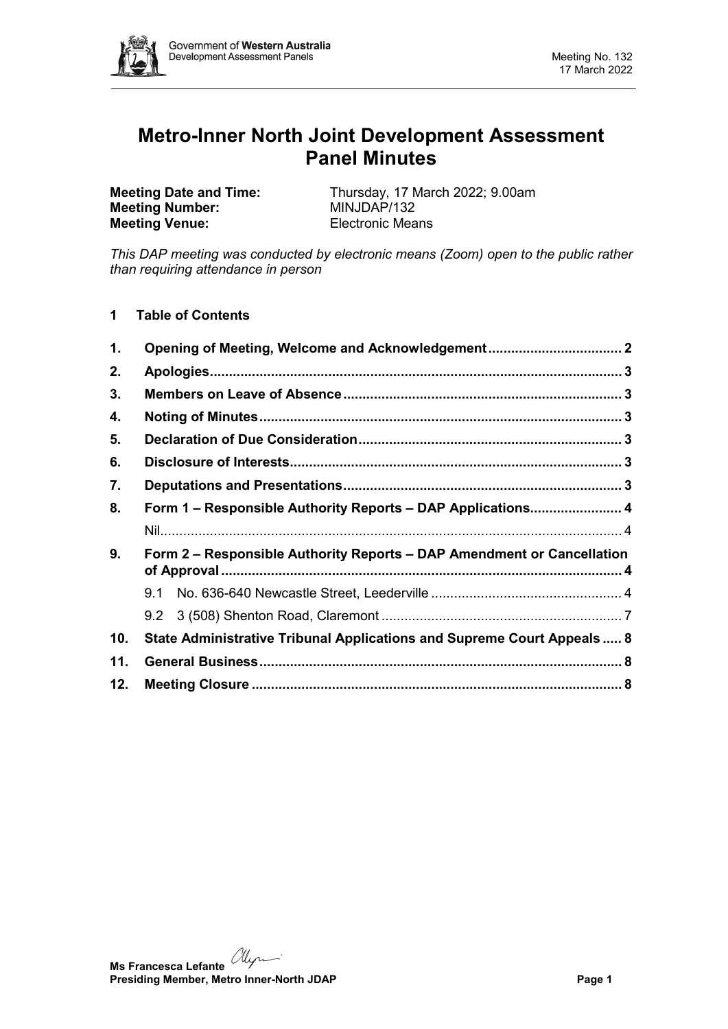# Metro-Inner North Joint Development Assessment Panel Minutes

**Meeting Date and Time:** Thursday, 17 March 2022; 9.00am
**Meeting Number:** MINJDAP/132
**Meeting Venue:** Electronic Means

*This DAP meeting was conducted by electronic means (Zoom) open to the public rather than requiring attendance in person*

## 1 Table of Contents

1. **Opening of Meeting, Welcome and Acknowledgement** .................................. 2
2. **Apologies** .......................................................................................................... 3
3. **Members on Leave of Absence** ....................................................................... 3
4. **Noting of Minutes** ............................................................................................. 3
5. **Declaration of Due Consideration** ................................................................... 3
6. **Disclosure of Interests** ..................................................................................... 3
7. **Deputations and Presentations** ....................................................................... 3
8. **Form 1 – Responsible Authority Reports – DAP Applications** ........................ 4
   - Nil ....................................................................................................................... 4
9. **Form 2 – Responsible Authority Reports – DAP Amendment or Cancellation of Approval** ........................................................................................................ 4
   - 9.1 No. 636-640 Newcastle Street, Leederville .................................................. 4
   - 9.2 3 (508) Shenton Road, Claremont ............................................................... 7
10. **State Administrative Tribunal Applications and Supreme Court Appeals** ..... 8
11. **General Business** ............................................................................................. 8
12. **Meeting Closure** ............................................................................................... 8

**Ms Francesca Lefante**
**Presiding Member, Metro Inner-North JDAP**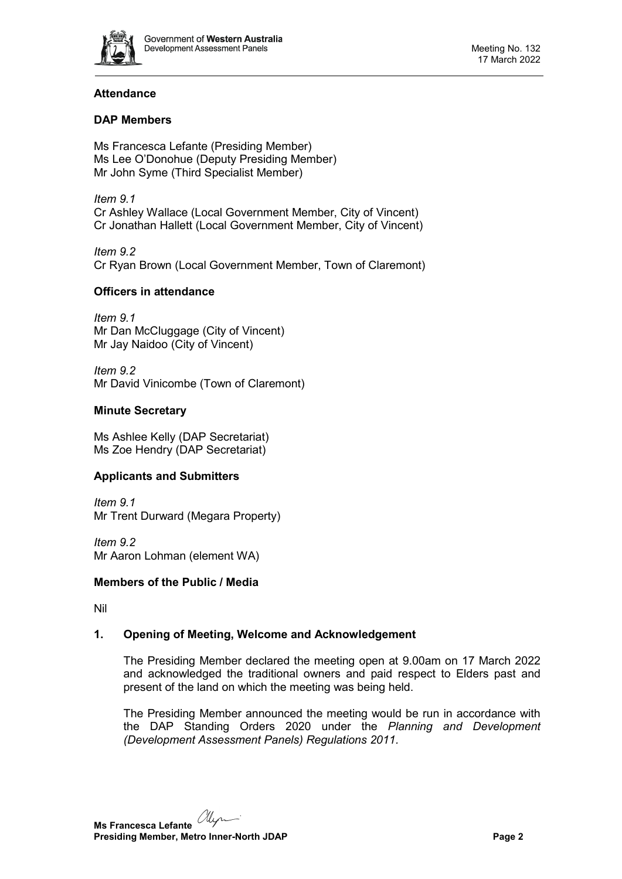## Attendance

### DAP Members

Ms Francesca Lefante (Presiding Member)
Ms Lee O'Donohue (Deputy Presiding Member)
Mr John Syme (Third Specialist Member)

*Item 9.1*
Cr Ashley Wallace (Local Government Member, City of Vincent)
Cr Jonathan Hallett (Local Government Member, City of Vincent)

*Item 9.2*
Cr Ryan Brown (Local Government Member, Town of Claremont)

### Officers in attendance

*Item 9.1*
Mr Dan McCluggage (City of Vincent)
Mr Jay Naidoo (City of Vincent)

*Item 9.2*
Mr David Vinicombe (Town of Claremont)

### Minute Secretary

Ms Ashlee Kelly (DAP Secretariat)
Ms Zoe Hendry (DAP Secretariat)

### Applicants and Submitters

*Item 9.1*
Mr Trent Durward (Megara Property)

*Item 9.2*
Mr Aaron Lohman (element WA)

### Members of the Public / Media

Nil

## 1. Opening of Meeting, Welcome and Acknowledgement

The Presiding Member declared the meeting open at 9.00am on 17 March 2022 and acknowledged the traditional owners and paid respect to Elders past and present of the land on which the meeting was being held.

The Presiding Member announced the meeting would be run in accordance with the DAP Standing Orders 2020 under the *Planning and Development (Development Assessment Panels) Regulations 2011*.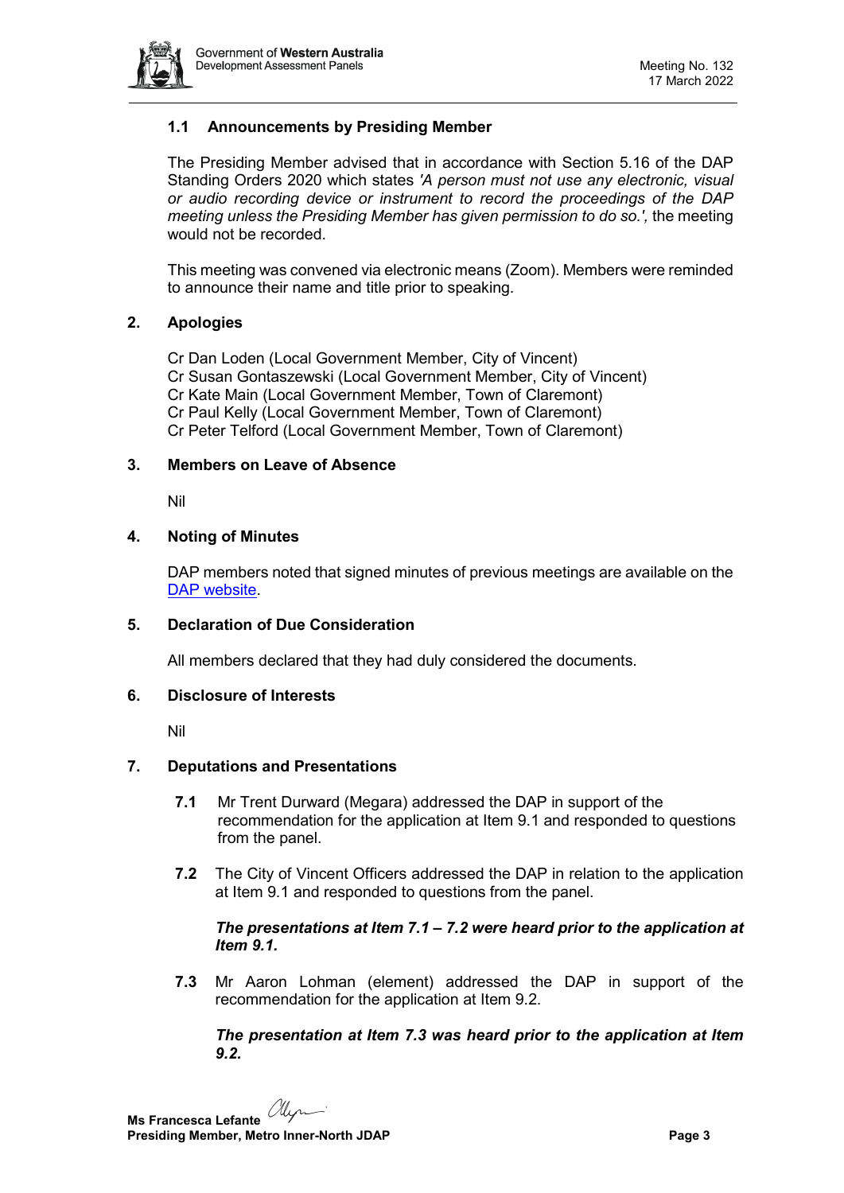### 1.1 Announcements by Presiding Member

The Presiding Member advised that in accordance with Section 5.16 of the DAP Standing Orders 2020 which states *'A person must not use any electronic, visual or audio recording device or instrument to record the proceedings of the DAP meeting unless the Presiding Member has given permission to do so.',* the meeting would not be recorded.

This meeting was convened via electronic means (Zoom). Members were reminded to announce their name and title prior to speaking.

## 2. Apologies

Cr Dan Loden (Local Government Member, City of Vincent)
Cr Susan Gontaszewski (Local Government Member, City of Vincent)
Cr Kate Main (Local Government Member, Town of Claremont)
Cr Paul Kelly (Local Government Member, Town of Claremont)
Cr Peter Telford (Local Government Member, Town of Claremont)

## 3. Members on Leave of Absence

Nil

## 4. Noting of Minutes

DAP members noted that signed minutes of previous meetings are available on the [DAP website](DAP website).

## 5. Declaration of Due Consideration

All members declared that they had duly considered the documents.

## 6. Disclosure of Interests

Nil

## 7. Deputations and Presentations

**7.1** Mr Trent Durward (Megara) addressed the DAP in support of the recommendation for the application at Item 9.1 and responded to questions from the panel.

**7.2** The City of Vincent Officers addressed the DAP in relation to the application at Item 9.1 and responded to questions from the panel.

***The presentations at Item 7.1 – 7.2 were heard prior to the application at Item 9.1.***

**7.3** Mr Aaron Lohman (element) addressed the DAP in support of the recommendation for the application at Item 9.2.

***The presentation at Item 7.3 was heard prior to the application at Item 9.2.***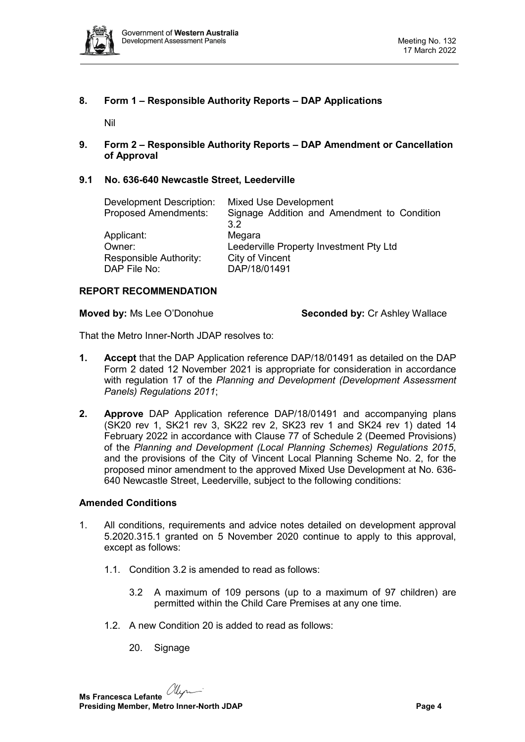## 8. Form 1 – Responsible Authority Reports – DAP Applications

Nil

## 9. Form 2 – Responsible Authority Reports – DAP Amendment or Cancellation of Approval

### 9.1 No. 636-640 Newcastle Street, Leederville

| | |
|---|---|
| Development Description: | Mixed Use Development |
| Proposed Amendments: | Signage Addition and Amendment to Condition 3.2 |
| Applicant: | Megara |
| Owner: | Leederville Property Investment Pty Ltd |
| Responsible Authority: | City of Vincent |
| DAP File No: | DAP/18/01491 |

**REPORT RECOMMENDATION**

**Moved by:** Ms Lee O'Donohue **Seconded by:** Cr Ashley Wallace

That the Metro Inner-North JDAP resolves to:

1. **Accept** that the DAP Application reference DAP/18/01491 as detailed on the DAP Form 2 dated 12 November 2021 is appropriate for consideration in accordance with regulation 17 of the *Planning and Development (Development Assessment Panels) Regulations 2011*;

2. **Approve** DAP Application reference DAP/18/01491 and accompanying plans (SK20 rev 1, SK21 rev 3, SK22 rev 2, SK23 rev 1 and SK24 rev 1) dated 14 February 2022 in accordance with Clause 77 of Schedule 2 (Deemed Provisions) of the *Planning and Development (Local Planning Schemes) Regulations 2015*, and the provisions of the City of Vincent Local Planning Scheme No. 2, for the proposed minor amendment to the approved Mixed Use Development at No. 636-640 Newcastle Street, Leederville, subject to the following conditions:

**Amended Conditions**

1. All conditions, requirements and advice notes detailed on development approval 5.2020.315.1 granted on 5 November 2020 continue to apply to this approval, except as follows:

   1.1. Condition 3.2 is amended to read as follows:

      3.2 A maximum of 109 persons (up to a maximum of 97 children) are permitted within the Child Care Premises at any one time.

   1.2. A new Condition 20 is added to read as follows:

      20. Signage

Ms Francesca Lefante
**Presiding Member, Metro Inner-North JDAP**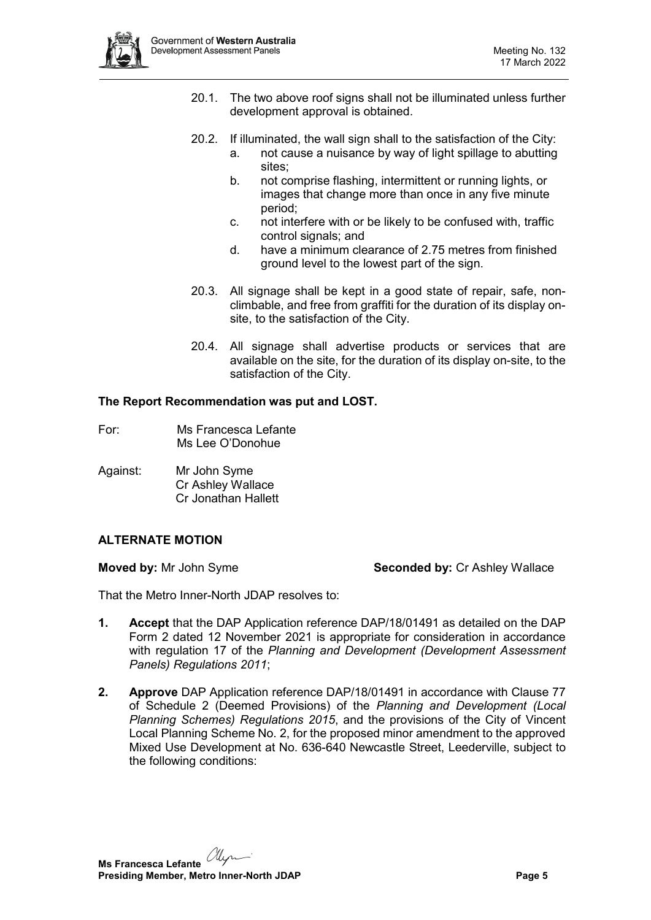20.1. The two above roof signs shall not be illuminated unless further development approval is obtained.

20.2. If illuminated, the wall sign shall to the satisfaction of the City:

a. not cause a nuisance by way of light spillage to abutting sites;

b. not comprise flashing, intermittent or running lights, or images that change more than once in any five minute period;

c. not interfere with or be likely to be confused with, traffic control signals; and

d. have a minimum clearance of 2.75 metres from finished ground level to the lowest part of the sign.

20.3. All signage shall be kept in a good state of repair, safe, non-climbable, and free from graffiti for the duration of its display on-site, to the satisfaction of the City.

20.4. All signage shall advertise products or services that are available on the site, for the duration of its display on-site, to the satisfaction of the City.

**The Report Recommendation was put and LOST.**

For: Ms Francesca Lefante
Ms Lee O'Donohue

Against: Mr John Syme
Cr Ashley Wallace
Cr Jonathan Hallett

## ALTERNATE MOTION

**Moved by:** Mr John Syme **Seconded by:** Cr Ashley Wallace

That the Metro Inner-North JDAP resolves to:

1. **Accept** that the DAP Application reference DAP/18/01491 as detailed on the DAP Form 2 dated 12 November 2021 is appropriate for consideration in accordance with regulation 17 of the *Planning and Development (Development Assessment Panels) Regulations 2011*;

2. **Approve** DAP Application reference DAP/18/01491 in accordance with Clause 77 of Schedule 2 (Deemed Provisions) of the *Planning and Development (Local Planning Schemes) Regulations 2015*, and the provisions of the City of Vincent Local Planning Scheme No. 2, for the proposed minor amendment to the approved Mixed Use Development at No. 636-640 Newcastle Street, Leederville, subject to the following conditions: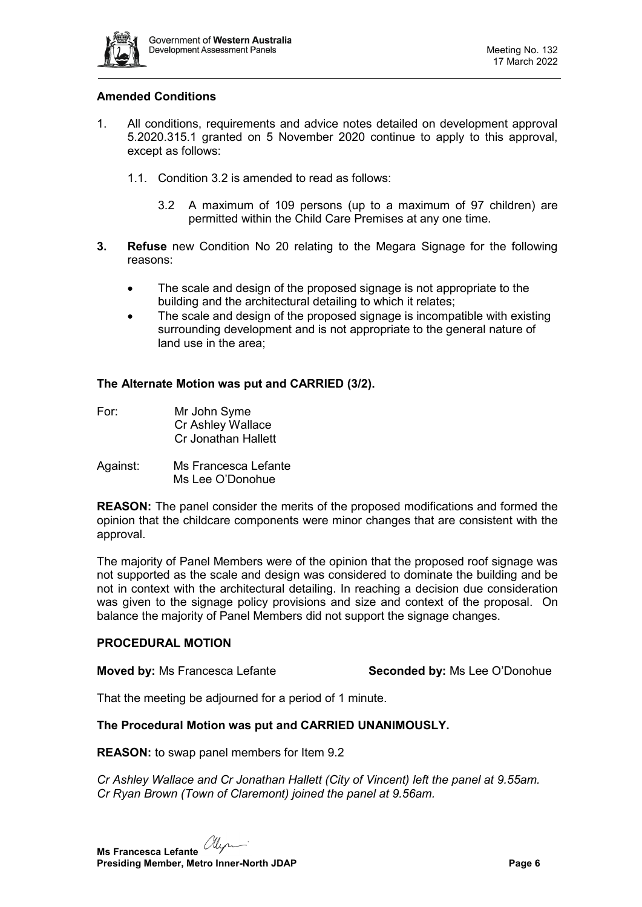**Amended Conditions**

1. All conditions, requirements and advice notes detailed on development approval 5.2020.315.1 granted on 5 November 2020 continue to apply to this approval, except as follows:

   1.1. Condition 3.2 is amended to read as follows:

   3.2 A maximum of 109 persons (up to a maximum of 97 children) are permitted within the Child Care Premises at any one time.

**3. Refuse** new Condition No 20 relating to the Megara Signage for the following reasons:

- The scale and design of the proposed signage is not appropriate to the building and the architectural detailing to which it relates;
- The scale and design of the proposed signage is incompatible with existing surrounding development and is not appropriate to the general nature of land use in the area;

**The Alternate Motion was put and CARRIED (3/2).**

For: Mr John Syme
Cr Ashley Wallace
Cr Jonathan Hallett

Against: Ms Francesca Lefante
Ms Lee O'Donohue

**REASON:** The panel consider the merits of the proposed modifications and formed the opinion that the childcare components were minor changes that are consistent with the approval.

The majority of Panel Members were of the opinion that the proposed roof signage was not supported as the scale and design was considered to dominate the building and be not in context with the architectural detailing. In reaching a decision due consideration was given to the signage policy provisions and size and context of the proposal. On balance the majority of Panel Members did not support the signage changes.

**PROCEDURAL MOTION**

**Moved by:** Ms Francesca Lefante **Seconded by:** Ms Lee O'Donohue

That the meeting be adjourned for a period of 1 minute.

**The Procedural Motion was put and CARRIED UNANIMOUSLY.**

**REASON:** to swap panel members for Item 9.2

*Cr Ashley Wallace and Cr Jonathan Hallett (City of Vincent) left the panel at 9.55am.*
*Cr Ryan Brown (Town of Claremont) joined the panel at 9.56am.*

**Ms Francesca Lefante**
**Presiding Member, Metro Inner-North JDAP**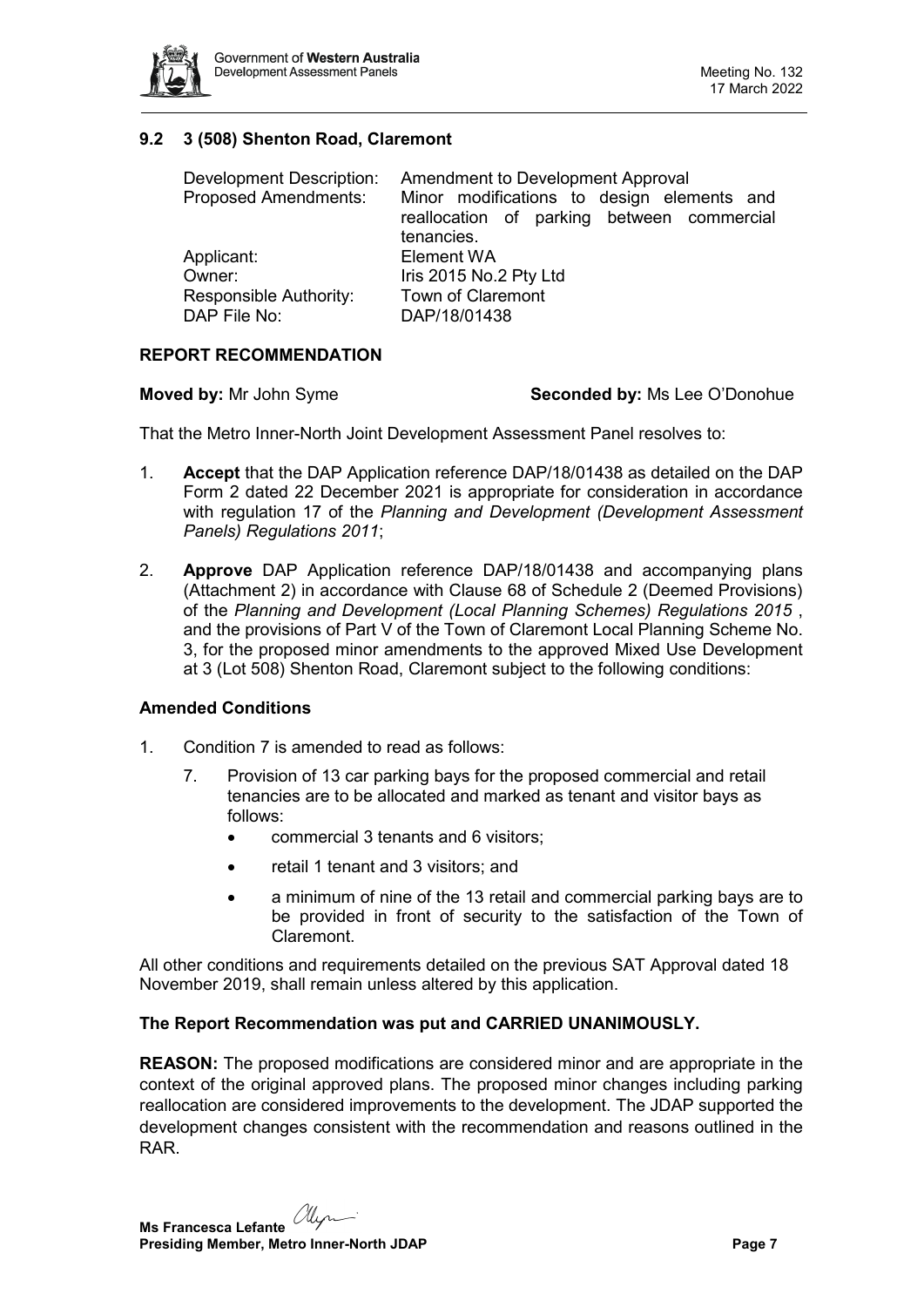## 9.2 3 (508) Shenton Road, Claremont

| | |
|---|---|
| Development Description: | Amendment to Development Approval |
| Proposed Amendments: | Minor modifications to design elements and reallocation of parking between commercial tenancies. |
| Applicant: | Element WA |
| Owner: | Iris 2015 No.2 Pty Ltd |
| Responsible Authority: | Town of Claremont |
| DAP File No: | DAP/18/01438 |

### REPORT RECOMMENDATION

**Moved by:** Mr John Syme **Seconded by:** Ms Lee O'Donohue

That the Metro Inner-North Joint Development Assessment Panel resolves to:

1. **Accept** that the DAP Application reference DAP/18/01438 as detailed on the DAP Form 2 dated 22 December 2021 is appropriate for consideration in accordance with regulation 17 of the *Planning and Development (Development Assessment Panels) Regulations 2011*;

2. **Approve** DAP Application reference DAP/18/01438 and accompanying plans (Attachment 2) in accordance with Clause 68 of Schedule 2 (Deemed Provisions) of the *Planning and Development (Local Planning Schemes) Regulations 2015* , and the provisions of Part V of the Town of Claremont Local Planning Scheme No. 3, for the proposed minor amendments to the approved Mixed Use Development at 3 (Lot 508) Shenton Road, Claremont subject to the following conditions:

### Amended Conditions

1. Condition 7 is amended to read as follows:

   7. Provision of 13 car parking bays for the proposed commercial and retail tenancies are to be allocated and marked as tenant and visitor bays as follows:
      - commercial 3 tenants and 6 visitors;
      - retail 1 tenant and 3 visitors; and
      - a minimum of nine of the 13 retail and commercial parking bays are to be provided in front of security to the satisfaction of the Town of Claremont.

All other conditions and requirements detailed on the previous SAT Approval dated 18 November 2019, shall remain unless altered by this application.

**The Report Recommendation was put and CARRIED UNANIMOUSLY.**

**REASON:** The proposed modifications are considered minor and are appropriate in the context of the original approved plans. The proposed minor changes including parking reallocation are considered improvements to the development. The JDAP supported the development changes consistent with the recommendation and reasons outlined in the RAR.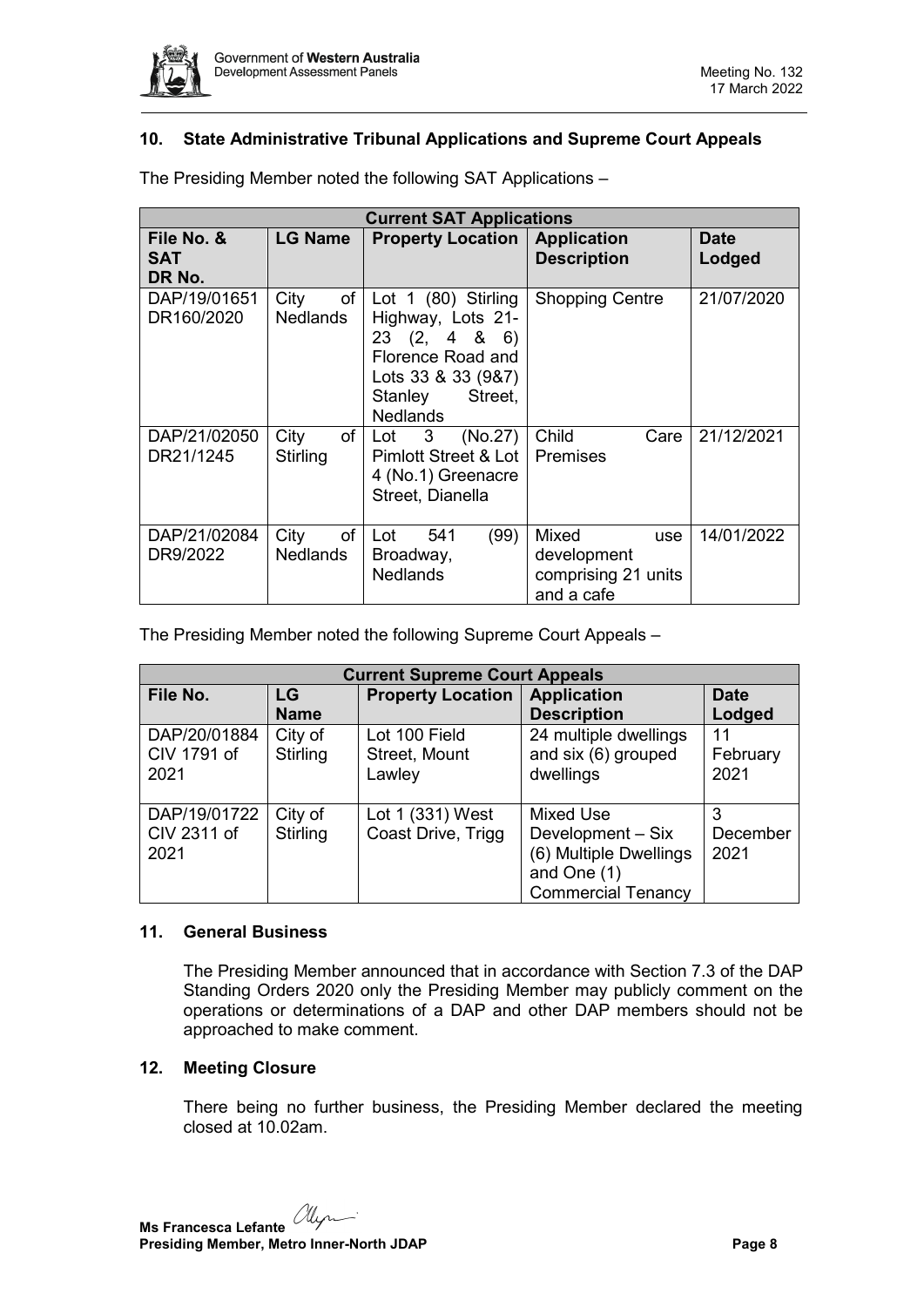## 10. State Administrative Tribunal Applications and Supreme Court Appeals

The Presiding Member noted the following SAT Applications –

| Current SAT Applications | | | | |
|---|---|---|---|---|
| **File No. & SAT DR No.** | **LG Name** | **Property Location** | **Application Description** | **Date Lodged** |
| DAP/19/01651 DR160/2020 | City of Nedlands | Lot 1 (80) Stirling Highway, Lots 21-23 (2, 4 & 6) Florence Road and Lots 33 & 33 (9&7) Stanley Street, Nedlands | Shopping Centre | 21/07/2020 |
| DAP/21/02050 DR21/1245 | City of Stirling | Lot 3 (No.27) Pimlott Street & Lot 4 (No.1) Greenacre Street, Dianella | Child Care Premises | 21/12/2021 |
| DAP/21/02084 DR9/2022 | City of Nedlands | Lot 541 (99) Broadway, Nedlands | Mixed use development comprising 21 units and a cafe | 14/01/2022 |

The Presiding Member noted the following Supreme Court Appeals –

| Current Supreme Court Appeals | | | | |
|---|---|---|---|---|
| **File No.** | **LG Name** | **Property Location** | **Application Description** | **Date Lodged** |
| DAP/20/01884 CIV 1791 of 2021 | City of Stirling | Lot 100 Field Street, Mount Lawley | 24 multiple dwellings and six (6) grouped dwellings | 11 February 2021 |
| DAP/19/01722 CIV 2311 of 2021 | City of Stirling | Lot 1 (331) West Coast Drive, Trigg | Mixed Use Development – Six (6) Multiple Dwellings and One (1) Commercial Tenancy | 3 December 2021 |

## 11. General Business

The Presiding Member announced that in accordance with Section 7.3 of the DAP Standing Orders 2020 only the Presiding Member may publicly comment on the operations or determinations of a DAP and other DAP members should not be approached to make comment.

## 12. Meeting Closure

There being no further business, the Presiding Member declared the meeting closed at 10.02am.

**Ms Francesca Lefante**
**Presiding Member, Metro Inner-North JDAP**